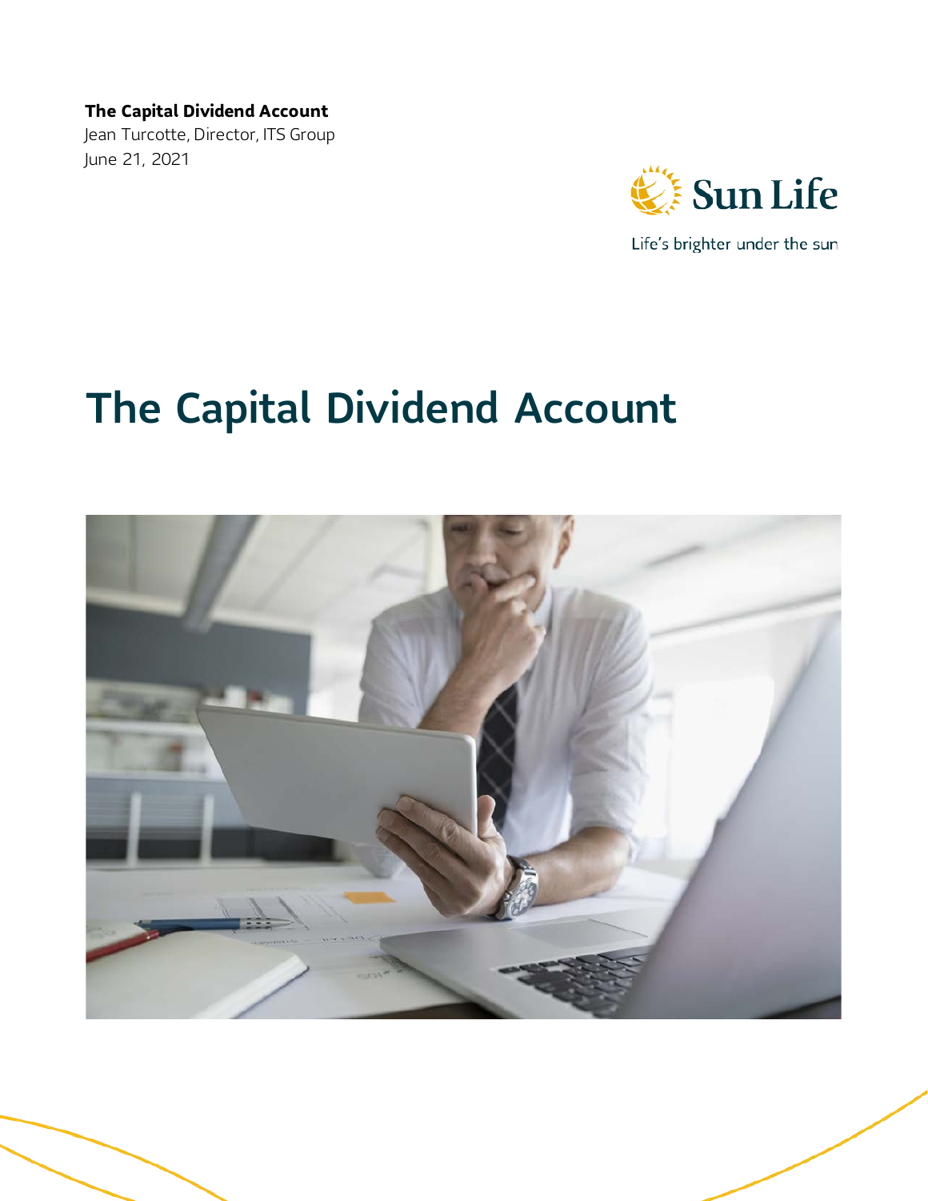**The Capital Dividend Account**
Jean Turcotte, Director, ITS Group
June 21, 2021

Sun Life
Life's brighter under the sun

# The Capital Dividend Account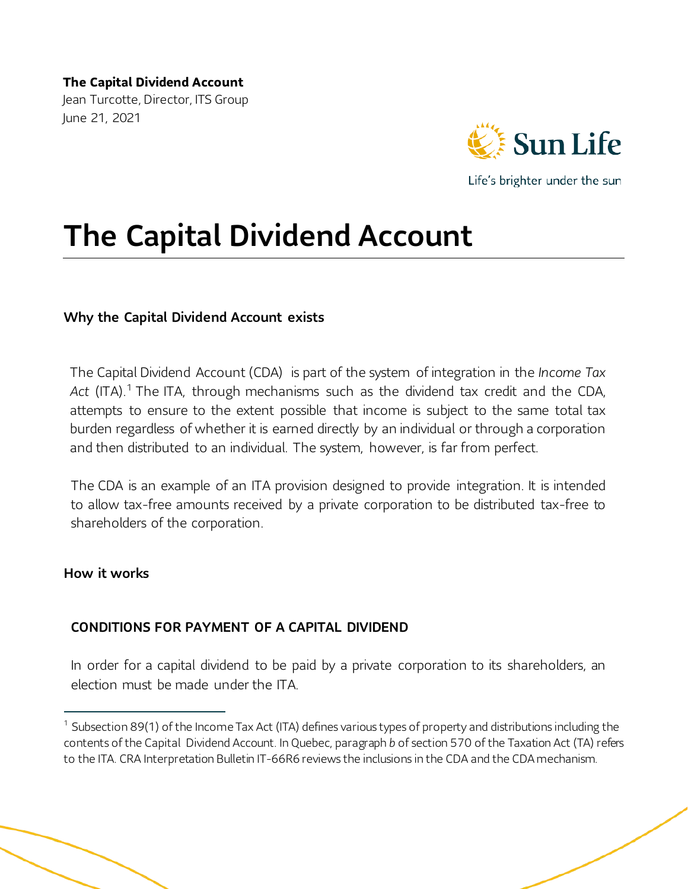**The Capital Dividend Account**
Jean Turcotte, Director, ITS Group
June 21, 2021

# The Capital Dividend Account

## Why the Capital Dividend Account exists

The Capital Dividend Account (CDA) is part of the system of integration in the *Income Tax Act* (ITA).[1] The ITA, through mechanisms such as the dividend tax credit and the CDA, attempts to ensure to the extent possible that income is subject to the same total tax burden regardless of whether it is earned directly by an individual or through a corporation and then distributed to an individual. The system, however, is far from perfect.

The CDA is an example of an ITA provision designed to provide integration. It is intended to allow tax-free amounts received by a private corporation to be distributed tax-free to shareholders of the corporation.

## How it works

### CONDITIONS FOR PAYMENT OF A CAPITAL DIVIDEND

In order for a capital dividend to be paid by a private corporation to its shareholders, an election must be made under the ITA.

---

[1] Subsection 89(1) of the Income Tax Act (ITA) defines various types of property and distributions including the contents of the Capital Dividend Account. In Quebec, paragraph *b* of section 570 of the Taxation Act (TA) refers to the ITA. CRA Interpretation Bulletin IT-66R6 reviews the inclusions in the CDA and the CDA mechanism.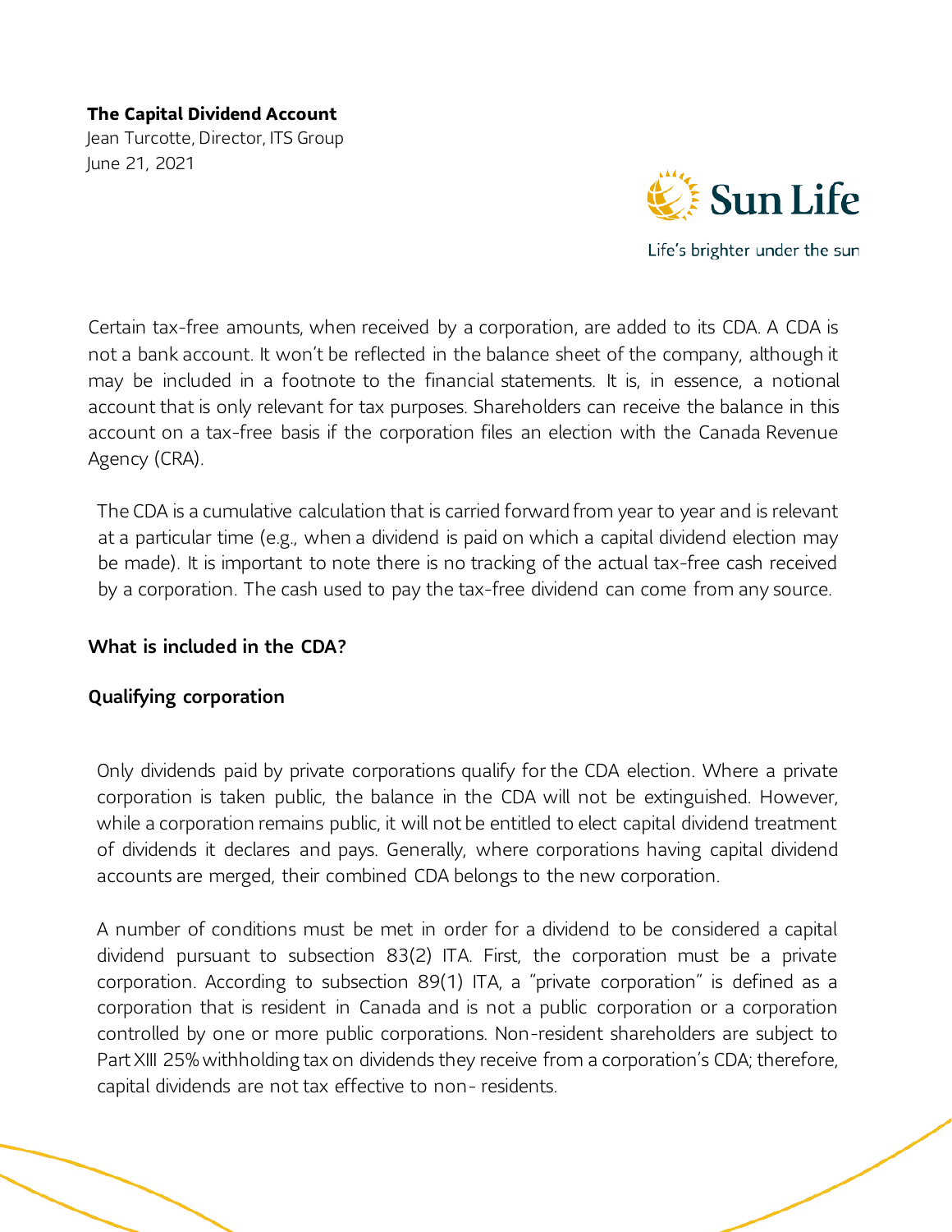**The Capital Dividend Account**
Jean Turcotte, Director, ITS Group
June 21, 2021

Certain tax-free amounts, when received by a corporation, are added to its CDA. A CDA is not a bank account. It won't be reflected in the balance sheet of the company, although it may be included in a footnote to the financial statements. It is, in essence, a notional account that is only relevant for tax purposes. Shareholders can receive the balance in this account on a tax-free basis if the corporation files an election with the Canada Revenue Agency (CRA).

The CDA is a cumulative calculation that is carried forward from year to year and is relevant at a particular time (e.g., when a dividend is paid on which a capital dividend election may be made). It is important to note there is no tracking of the actual tax-free cash received by a corporation. The cash used to pay the tax-free dividend can come from any source.

## What is included in the CDA?

### Qualifying corporation

Only dividends paid by private corporations qualify for the CDA election. Where a private corporation is taken public, the balance in the CDA will not be extinguished. However, while a corporation remains public, it will not be entitled to elect capital dividend treatment of dividends it declares and pays. Generally, where corporations having capital dividend accounts are merged, their combined CDA belongs to the new corporation.

A number of conditions must be met in order for a dividend to be considered a capital dividend pursuant to subsection 83(2) ITA. First, the corporation must be a private corporation. According to subsection 89(1) ITA, a "private corporation" is defined as a corporation that is resident in Canada and is not a public corporation or a corporation controlled by one or more public corporations. Non-resident shareholders are subject to Part XIII 25% withholding tax on dividends they receive from a corporation's CDA; therefore, capital dividends are not tax effective to non- residents.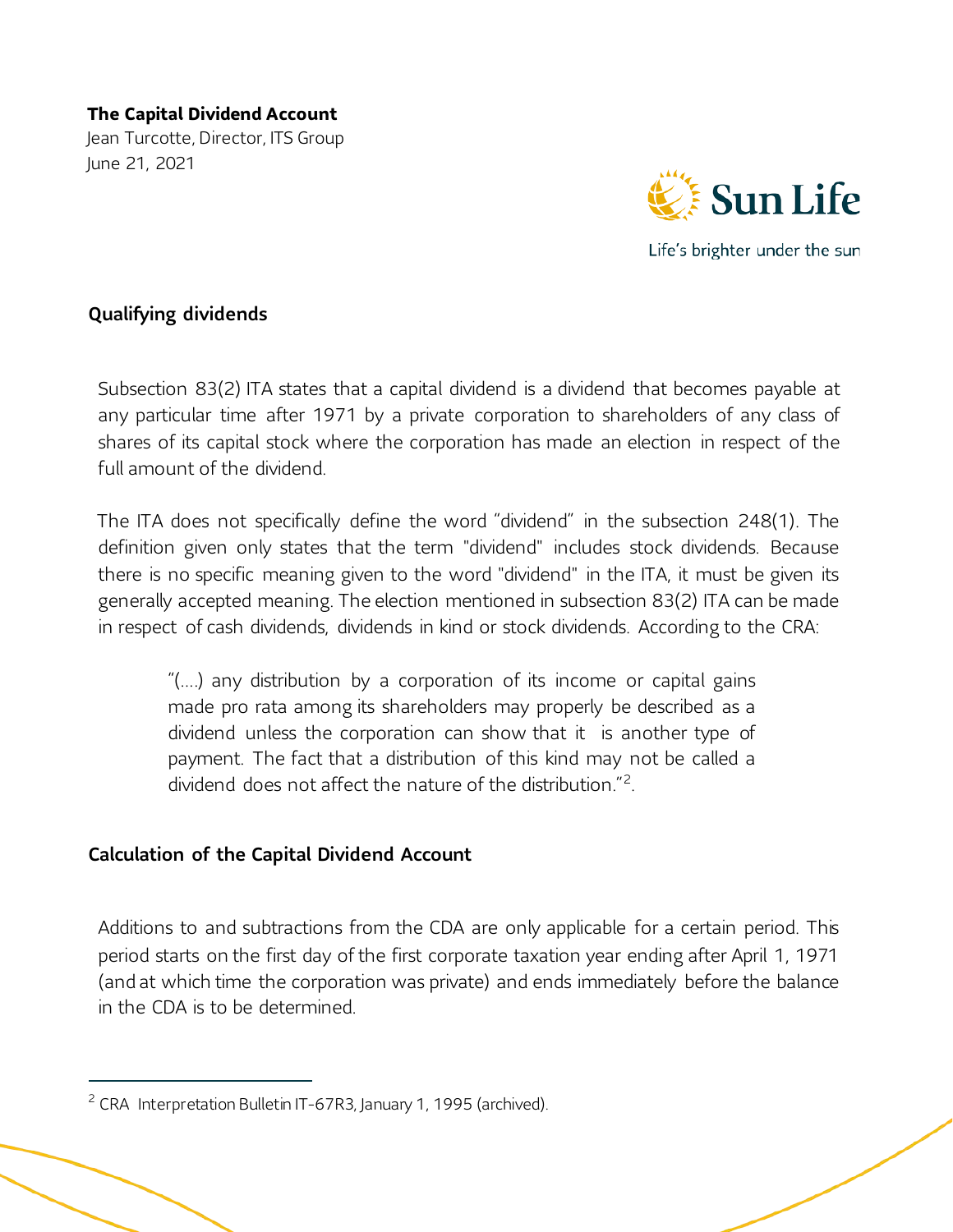**The Capital Dividend Account**
Jean Turcotte, Director, ITS Group
June 21, 2021

## Qualifying dividends

Subsection 83(2) ITA states that a capital dividend is a dividend that becomes payable at any particular time after 1971 by a private corporation to shareholders of any class of shares of its capital stock where the corporation has made an election in respect of the full amount of the dividend.

The ITA does not specifically define the word “dividend” in the subsection 248(1). The definition given only states that the term "dividend" includes stock dividends. Because there is no specific meaning given to the word "dividend" in the ITA, it must be given its generally accepted meaning. The election mentioned in subsection 83(2) ITA can be made in respect of cash dividends, dividends in kind or stock dividends. According to the CRA:

> “(….) any distribution by a corporation of its income or capital gains made pro rata among its shareholders may properly be described as a dividend unless the corporation can show that it is another type of payment. The fact that a distribution of this kind may not be called a dividend does not affect the nature of the distribution.”[2].

## Calculation of the Capital Dividend Account

Additions to and subtractions from the CDA are only applicable for a certain period. This period starts on the first day of the first corporate taxation year ending after April 1, 1971 (and at which time the corporation was private) and ends immediately before the balance in the CDA is to be determined.

---

[2] CRA Interpretation Bulletin IT-67R3, January 1, 1995 (archived).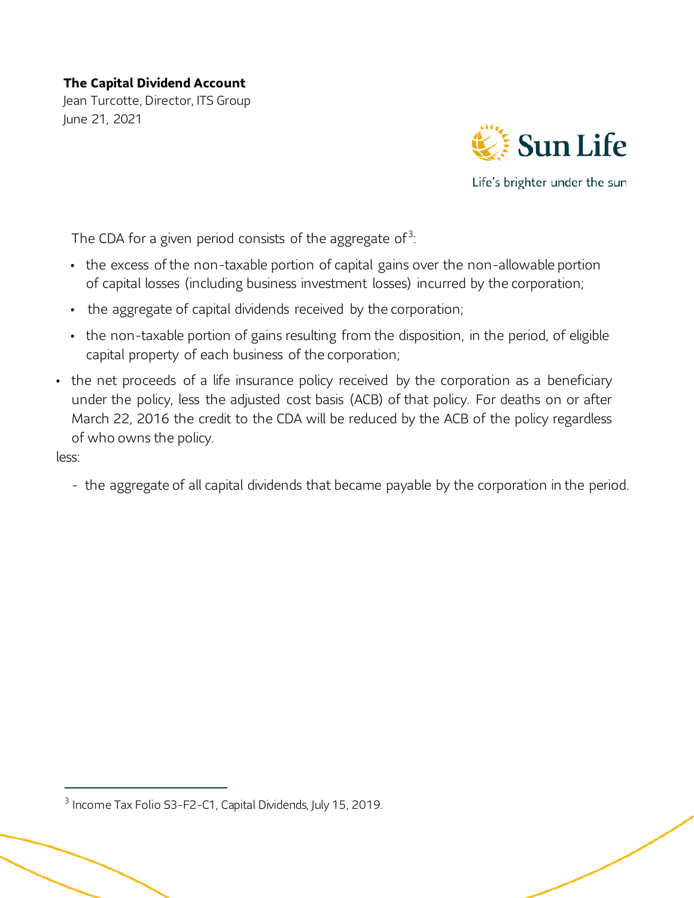The CDA for a given period consists of the aggregate of[3]:

- the excess of the non-taxable portion of capital gains over the non-allowable portion of capital losses (including business investment losses) incurred by the corporation;
- the aggregate of capital dividends received by the corporation;
- the non-taxable portion of gains resulting from the disposition, in the period, of eligible capital property of each business of the corporation;
- the net proceeds of a life insurance policy received by the corporation as a beneficiary under the policy, less the adjusted cost basis (ACB) of that policy. For deaths on or after March 22, 2016 the credit to the CDA will be reduced by the ACB of the policy regardless of who owns the policy.

less:

- the aggregate of all capital dividends that became payable by the corporation in the period.

[3] Income Tax Folio S3-F2-C1, Capital Dividends, July 15, 2019.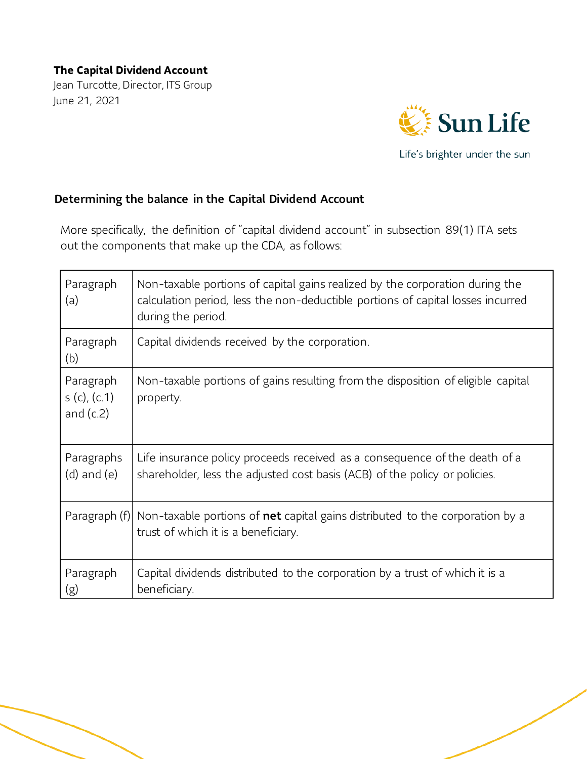**The Capital Dividend Account**
Jean Turcotte, Director, ITS Group
June 21, 2021

## Determining the balance in the Capital Dividend Account

More specifically, the definition of "capital dividend account" in subsection 89(1) ITA sets out the components that make up the CDA, as follows:

| | |
|---|---|
| Paragraph (a) | Non-taxable portions of capital gains realized by the corporation during the calculation period, less the non-deductible portions of capital losses incurred during the period. |
| Paragraph (b) | Capital dividends received by the corporation. |
| Paragraphs (c), (c.1) and (c.2) | Non-taxable portions of gains resulting from the disposition of eligible capital property. |
| Paragraphs (d) and (e) | Life insurance policy proceeds received as a consequence of the death of a shareholder, less the adjusted cost basis (ACB) of the policy or policies. |
| Paragraph (f) | Non-taxable portions of **net** capital gains distributed to the corporation by a trust of which it is a beneficiary. |
| Paragraph (g) | Capital dividends distributed to the corporation by a trust of which it is a beneficiary. |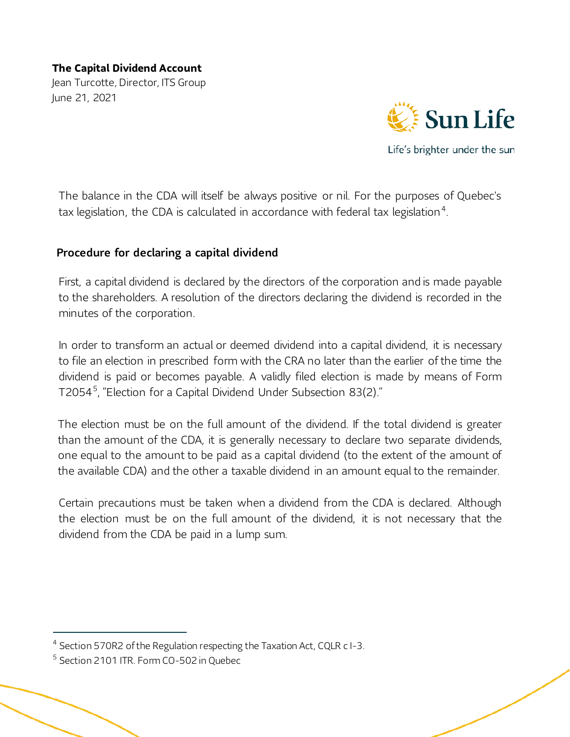The balance in the CDA will itself be always positive or nil. For the purposes of Quebec's tax legislation, the CDA is calculated in accordance with federal tax legislation[4].

## Procedure for declaring a capital dividend

First, a capital dividend is declared by the directors of the corporation and is made payable to the shareholders. A resolution of the directors declaring the dividend is recorded in the minutes of the corporation.

In order to transform an actual or deemed dividend into a capital dividend, it is necessary to file an election in prescribed form with the CRA no later than the earlier of the time the dividend is paid or becomes payable. A validly filed election is made by means of Form T2054[5], "Election for a Capital Dividend Under Subsection 83(2)."

The election must be on the full amount of the dividend. If the total dividend is greater than the amount of the CDA, it is generally necessary to declare two separate dividends, one equal to the amount to be paid as a capital dividend (to the extent of the amount of the available CDA) and the other a taxable dividend in an amount equal to the remainder.

Certain precautions must be taken when a dividend from the CDA is declared. Although the election must be on the full amount of the dividend, it is not necessary that the dividend from the CDA be paid in a lump sum.

---

[4] Section 570R2 of the Regulation respecting the Taxation Act, CQLR c I-3.

[5] Section 2101 ITR. Form CO-502 in Quebec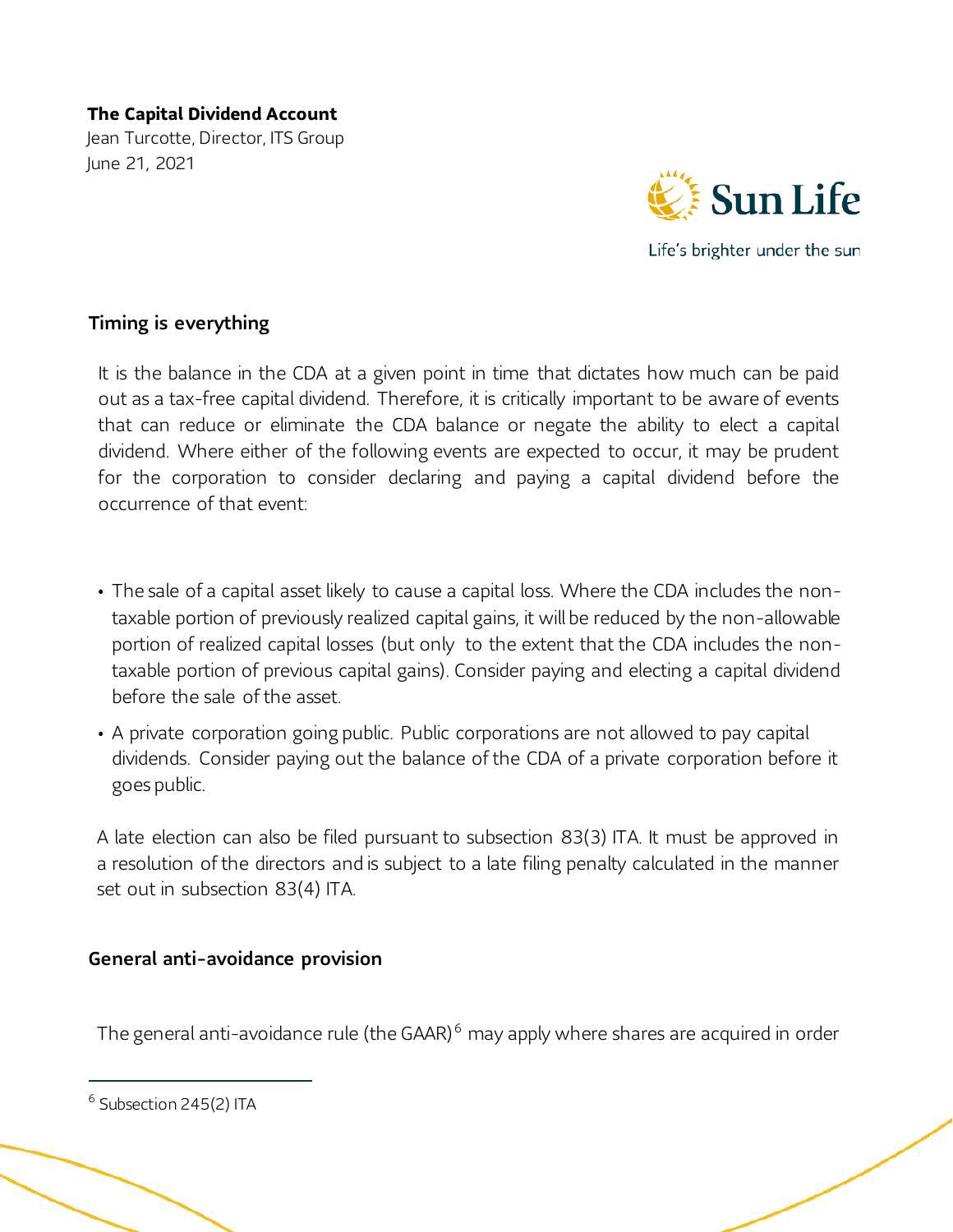**The Capital Dividend Account**
Jean Turcotte, Director, ITS Group
June 21, 2021

### Timing is everything

It is the balance in the CDA at a given point in time that dictates how much can be paid out as a tax-free capital dividend. Therefore, it is critically important to be aware of events that can reduce or eliminate the CDA balance or negate the ability to elect a capital dividend. Where either of the following events are expected to occur, it may be prudent for the corporation to consider declaring and paying a capital dividend before the occurrence of that event:

- The sale of a capital asset likely to cause a capital loss. Where the CDA includes the non-taxable portion of previously realized capital gains, it will be reduced by the non-allowable portion of realized capital losses (but only to the extent that the CDA includes the non-taxable portion of previous capital gains). Consider paying and electing a capital dividend before the sale of the asset.
- A private corporation going public. Public corporations are not allowed to pay capital dividends. Consider paying out the balance of the CDA of a private corporation before it goes public.

A late election can also be filed pursuant to subsection 83(3) ITA. It must be approved in a resolution of the directors and is subject to a late filing penalty calculated in the manner set out in subsection 83(4) ITA.

### General anti-avoidance provision

The general anti-avoidance rule (the GAAR)[6] may apply where shares are acquired in order

[6] Subsection 245(2) ITA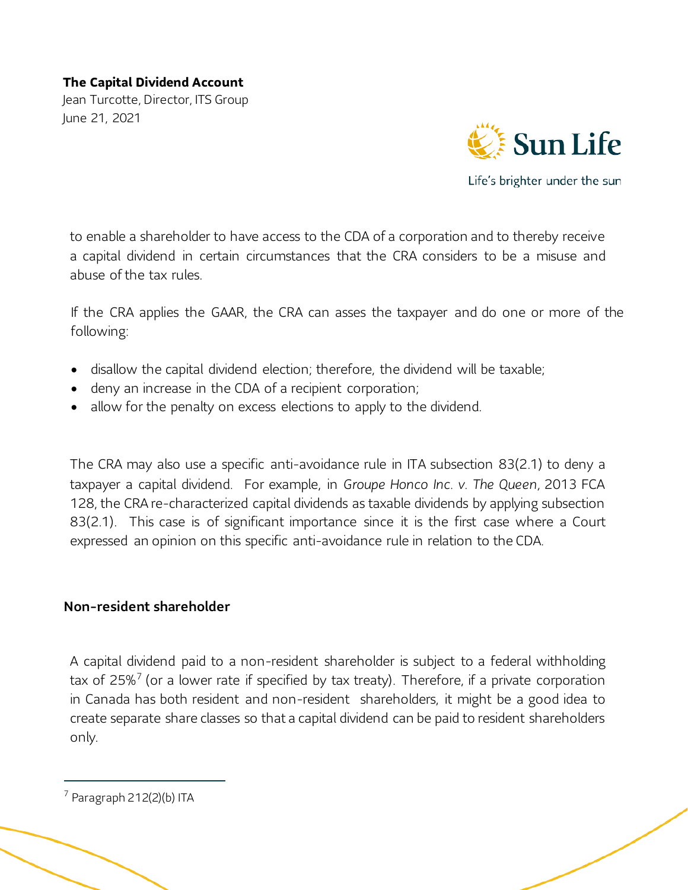to enable a shareholder to have access to the CDA of a corporation and to thereby receive a capital dividend in certain circumstances that the CRA considers to be a misuse and abuse of the tax rules.

If the CRA applies the GAAR, the CRA can asses the taxpayer and do one or more of the following:

- disallow the capital dividend election; therefore, the dividend will be taxable;
- deny an increase in the CDA of a recipient corporation;
- allow for the penalty on excess elections to apply to the dividend.

The CRA may also use a specific anti-avoidance rule in ITA subsection 83(2.1) to deny a taxpayer a capital dividend. For example, in *Groupe Honco Inc. v. The Queen*, 2013 FCA 128, the CRA re-characterized capital dividends as taxable dividends by applying subsection 83(2.1). This case is of significant importance since it is the first case where a Court expressed an opinion on this specific anti-avoidance rule in relation to the CDA.

## Non-resident shareholder

A capital dividend paid to a non-resident shareholder is subject to a federal withholding tax of 25%[7] (or a lower rate if specified by tax treaty). Therefore, if a private corporation in Canada has both resident and non-resident shareholders, it might be a good idea to create separate share classes so that a capital dividend can be paid to resident shareholders only.

---

[7] Paragraph 212(2)(b) ITA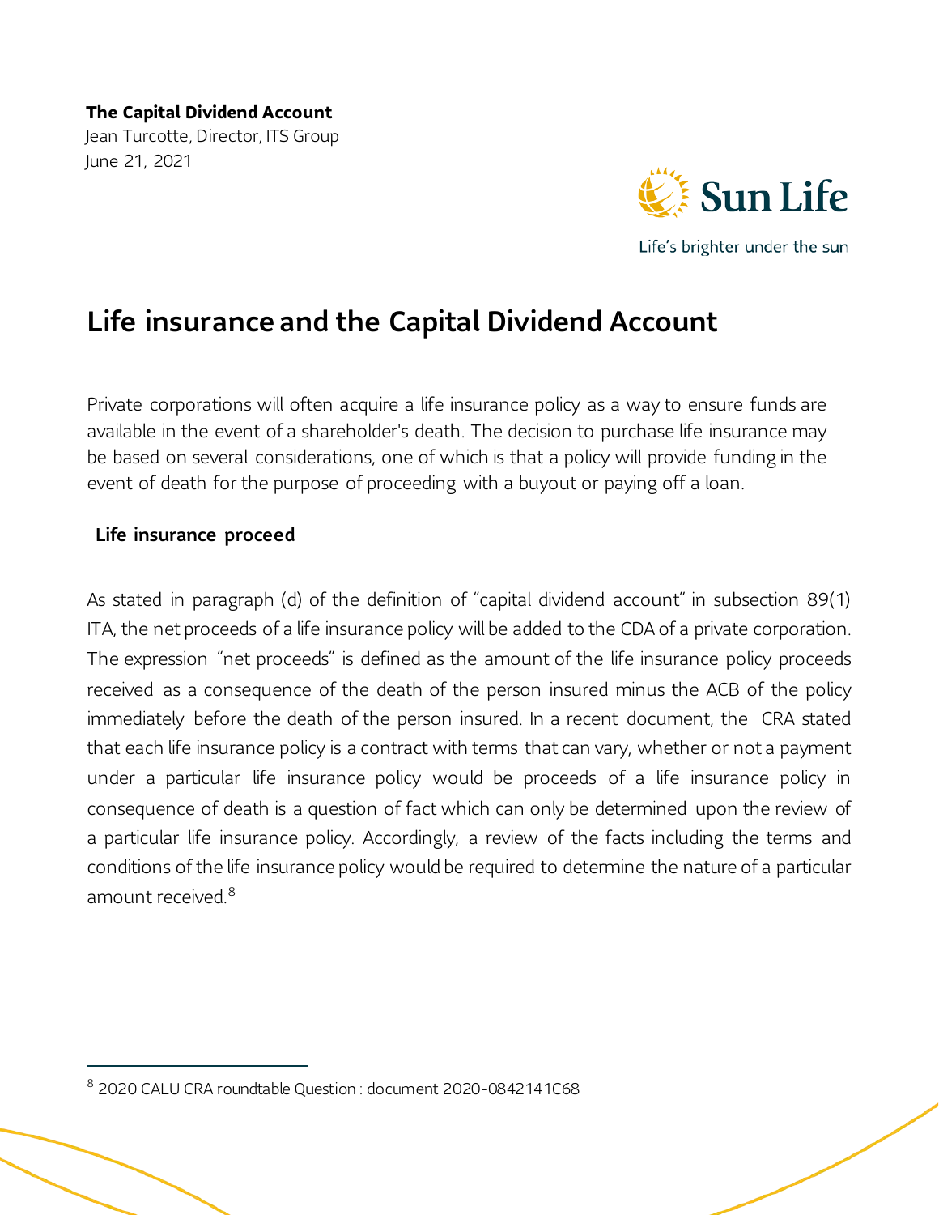**The Capital Dividend Account**
Jean Turcotte, Director, ITS Group
June 21, 2021

# Life insurance and the Capital Dividend Account

Private corporations will often acquire a life insurance policy as a way to ensure funds are available in the event of a shareholder's death. The decision to purchase life insurance may be based on several considerations, one of which is that a policy will provide funding in the event of death for the purpose of proceeding with a buyout or paying off a loan.

### Life insurance proceed

As stated in paragraph (d) of the definition of "capital dividend account" in subsection 89(1) ITA, the net proceeds of a life insurance policy will be added to the CDA of a private corporation. The expression "net proceeds" is defined as the amount of the life insurance policy proceeds received as a consequence of the death of the person insured minus the ACB of the policy immediately before the death of the person insured. In a recent document, the CRA stated that each life insurance policy is a contract with terms that can vary, whether or not a payment under a particular life insurance policy would be proceeds of a life insurance policy in consequence of death is a question of fact which can only be determined upon the review of a particular life insurance policy. Accordingly, a review of the facts including the terms and conditions of the life insurance policy would be required to determine the nature of a particular amount received.[8]

---

[8] 2020 CALU CRA roundtable Question : document 2020-0842141C68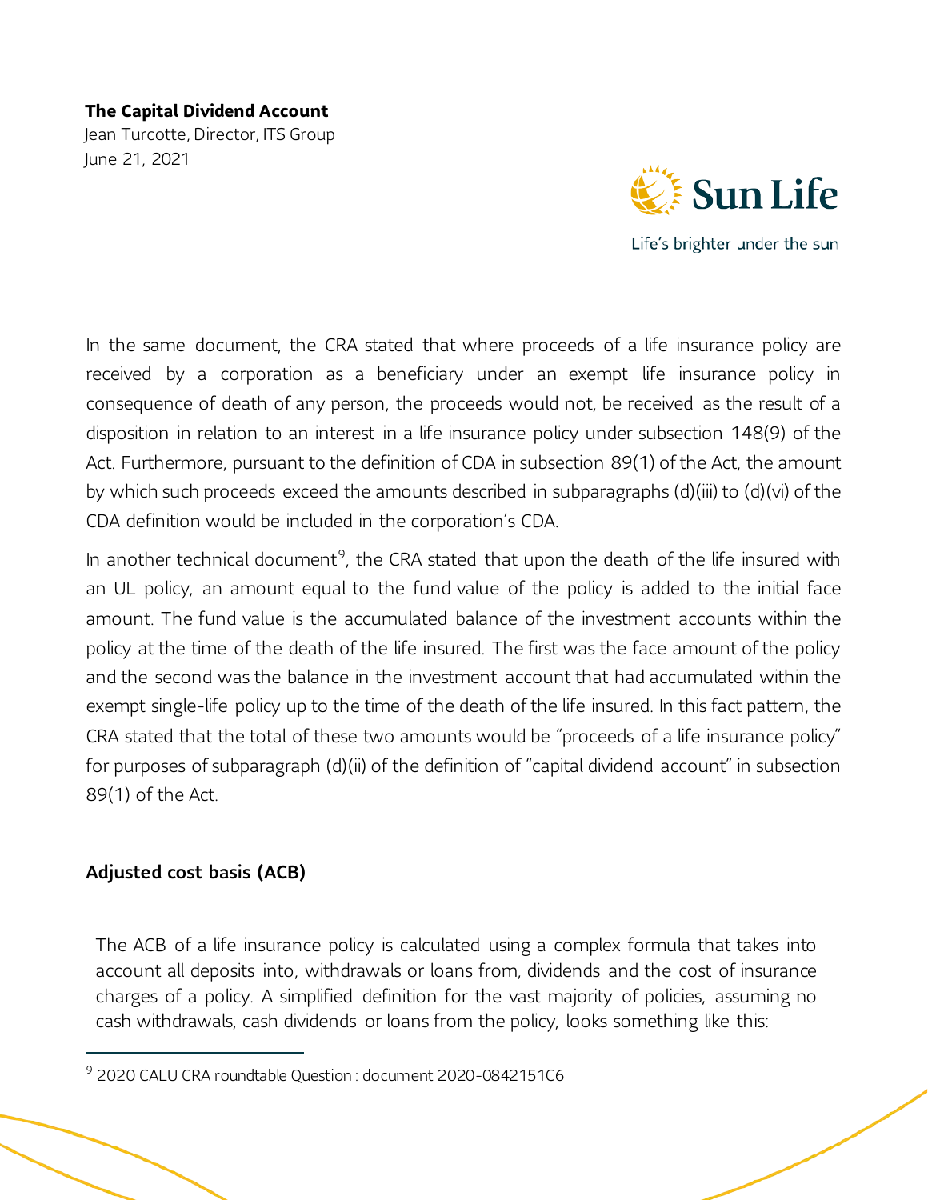In the same document, the CRA stated that where proceeds of a life insurance policy are received by a corporation as a beneficiary under an exempt life insurance policy in consequence of death of any person, the proceeds would not, be received as the result of a disposition in relation to an interest in a life insurance policy under subsection 148(9) of the Act. Furthermore, pursuant to the definition of CDA in subsection 89(1) of the Act, the amount by which such proceeds exceed the amounts described in subparagraphs (d)(iii) to (d)(vi) of the CDA definition would be included in the corporation's CDA.

In another technical document[9], the CRA stated that upon the death of the life insured with an UL policy, an amount equal to the fund value of the policy is added to the initial face amount. The fund value is the accumulated balance of the investment accounts within the policy at the time of the death of the life insured. The first was the face amount of the policy and the second was the balance in the investment account that had accumulated within the exempt single-life policy up to the time of the death of the life insured. In this fact pattern, the CRA stated that the total of these two amounts would be "proceeds of a life insurance policy" for purposes of subparagraph (d)(ii) of the definition of "capital dividend account" in subsection 89(1) of the Act.

## Adjusted cost basis (ACB)

The ACB of a life insurance policy is calculated using a complex formula that takes into account all deposits into, withdrawals or loans from, dividends and the cost of insurance charges of a policy. A simplified definition for the vast majority of policies, assuming no cash withdrawals, cash dividends or loans from the policy, looks something like this:

---

[9] 2020 CALU CRA roundtable Question : document 2020-0842151C6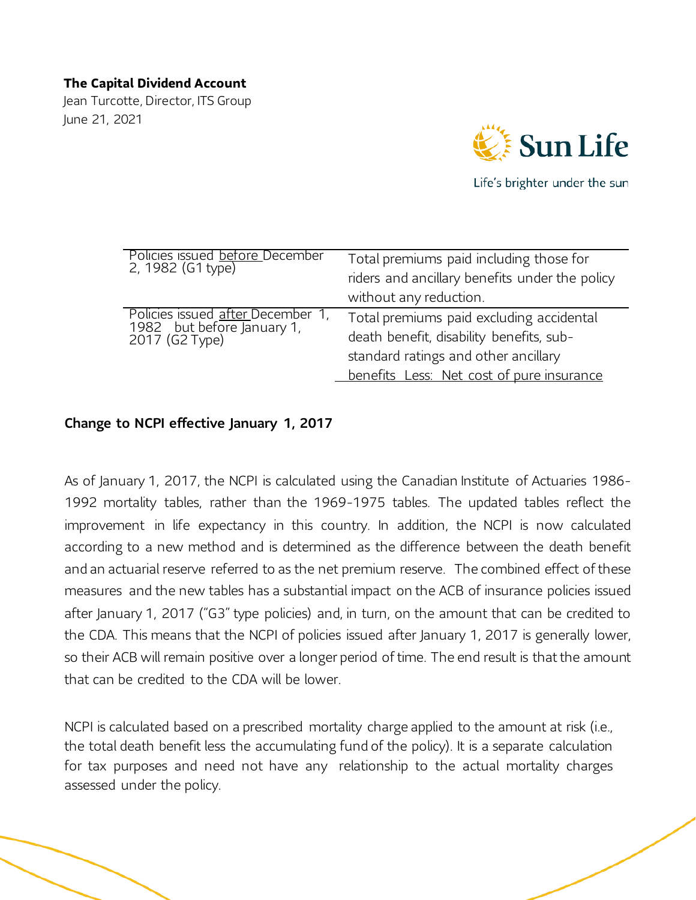| Policies issued before December 2, 1982 (G1 type) | Total premiums paid including those for riders and ancillary benefits under the policy without any reduction. |
|---|---|
| Policies issued after December 1, 1982 but before January 1, 2017 (G2 Type) | Total premiums paid excluding accidental death benefit, disability benefits, sub-standard ratings and other ancillary benefits Less: Net cost of pure insurance |

**Change to NCPI effective January 1, 2017**

As of January 1, 2017, the NCPI is calculated using the Canadian Institute of Actuaries 1986-1992 mortality tables, rather than the 1969-1975 tables. The updated tables reflect the improvement in life expectancy in this country. In addition, the NCPI is now calculated according to a new method and is determined as the difference between the death benefit and an actuarial reserve referred to as the net premium reserve. The combined effect of these measures and the new tables has a substantial impact on the ACB of insurance policies issued after January 1, 2017 ("G3" type policies) and, in turn, on the amount that can be credited to the CDA. This means that the NCPI of policies issued after January 1, 2017 is generally lower, so their ACB will remain positive over a longer period of time. The end result is that the amount that can be credited to the CDA will be lower.

NCPI is calculated based on a prescribed mortality charge applied to the amount at risk (i.e., the total death benefit less the accumulating fund of the policy). It is a separate calculation for tax purposes and need not have any relationship to the actual mortality charges assessed under the policy.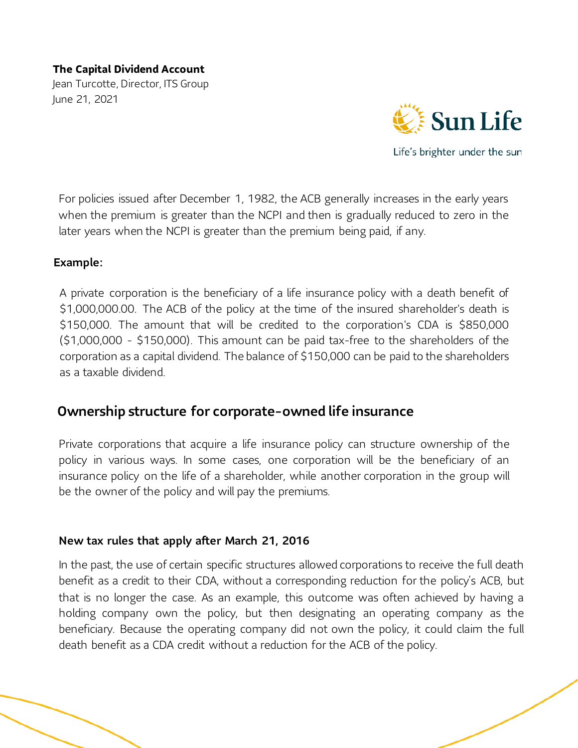For policies issued after December 1, 1982, the ACB generally increases in the early years when the premium is greater than the NCPI and then is gradually reduced to zero in the later years when the NCPI is greater than the premium being paid, if any.

**Example:**

A private corporation is the beneficiary of a life insurance policy with a death benefit of $1,000,000.00. The ACB of the policy at the time of the insured shareholder's death is $150,000. The amount that will be credited to the corporation's CDA is $850,000 ($1,000,000 - $150,000). This amount can be paid tax-free to the shareholders of the corporation as a capital dividend. The balance of $150,000 can be paid to the shareholders as a taxable dividend.

## Ownership structure for corporate-owned life insurance

Private corporations that acquire a life insurance policy can structure ownership of the policy in various ways. In some cases, one corporation will be the beneficiary of an insurance policy on the life of a shareholder, while another corporation in the group will be the owner of the policy and will pay the premiums.

### New tax rules that apply after March 21, 2016

In the past, the use of certain specific structures allowed corporations to receive the full death benefit as a credit to their CDA, without a corresponding reduction for the policy's ACB, but that is no longer the case. As an example, this outcome was often achieved by having a holding company own the policy, but then designating an operating company as the beneficiary. Because the operating company did not own the policy, it could claim the full death benefit as a CDA credit without a reduction for the ACB of the policy.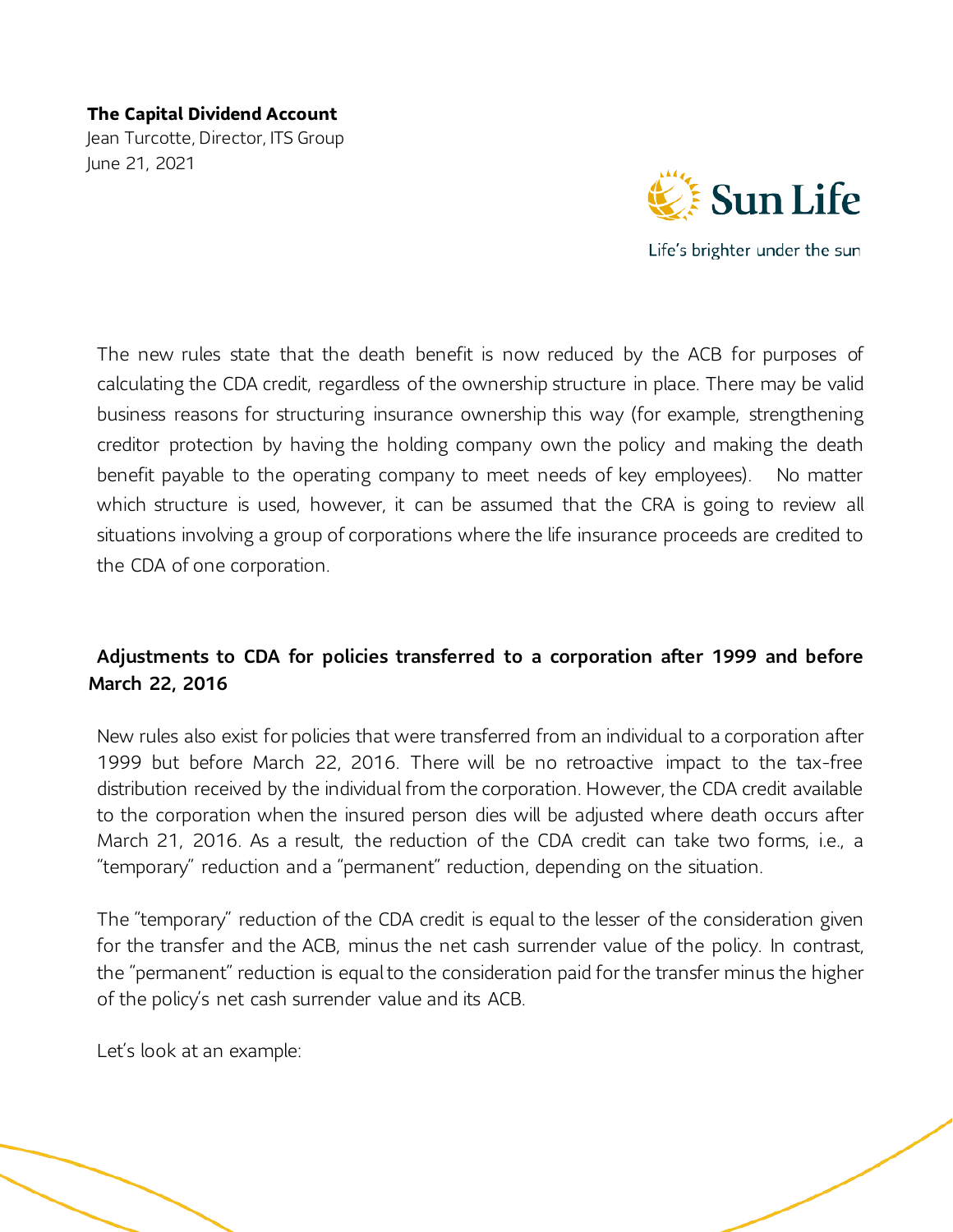The new rules state that the death benefit is now reduced by the ACB for purposes of calculating the CDA credit, regardless of the ownership structure in place. There may be valid business reasons for structuring insurance ownership this way (for example, strengthening creditor protection by having the holding company own the policy and making the death benefit payable to the operating company to meet needs of key employees). No matter which structure is used, however, it can be assumed that the CRA is going to review all situations involving a group of corporations where the life insurance proceeds are credited to the CDA of one corporation.

## Adjustments to CDA for policies transferred to a corporation after 1999 and before March 22, 2016

New rules also exist for policies that were transferred from an individual to a corporation after 1999 but before March 22, 2016. There will be no retroactive impact to the tax-free distribution received by the individual from the corporation. However, the CDA credit available to the corporation when the insured person dies will be adjusted where death occurs after March 21, 2016. As a result, the reduction of the CDA credit can take two forms, i.e., a "temporary" reduction and a "permanent" reduction, depending on the situation.

The "temporary" reduction of the CDA credit is equal to the lesser of the consideration given for the transfer and the ACB, minus the net cash surrender value of the policy. In contrast, the "permanent" reduction is equal to the consideration paid for the transfer minus the higher of the policy's net cash surrender value and its ACB.

Let's look at an example: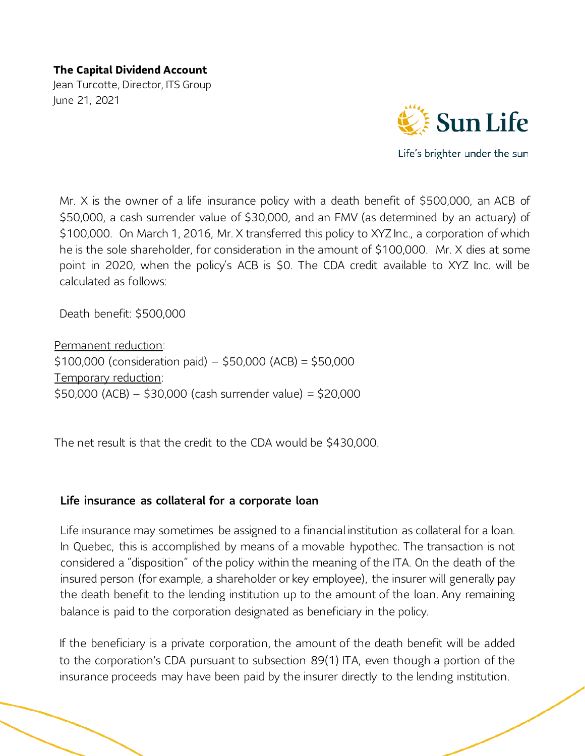**The Capital Dividend Account**
Jean Turcotte, Director, ITS Group
June 21, 2021

Mr. X is the owner of a life insurance policy with a death benefit of $500,000, an ACB of $50,000, a cash surrender value of $30,000, and an FMV (as determined by an actuary) of $100,000. On March 1, 2016, Mr. X transferred this policy to XYZ Inc., a corporation of which he is the sole shareholder, for consideration in the amount of $100,000. Mr. X dies at some point in 2020, when the policy's ACB is $0. The CDA credit available to XYZ Inc. will be calculated as follows:

Death benefit: $500,000

<u>Permanent reduction</u>:
$100,000 (consideration paid) – $50,000 (ACB) = $50,000
<u>Temporary reduction</u>:
$50,000 (ACB) – $30,000 (cash surrender value) = $20,000

The net result is that the credit to the CDA would be $430,000.

**Life insurance as collateral for a corporate loan**

Life insurance may sometimes be assigned to a financial institution as collateral for a loan. In Quebec, this is accomplished by means of a movable hypothec. The transaction is not considered a "disposition" of the policy within the meaning of the ITA. On the death of the insured person (for example, a shareholder or key employee), the insurer will generally pay the death benefit to the lending institution up to the amount of the loan. Any remaining balance is paid to the corporation designated as beneficiary in the policy.

If the beneficiary is a private corporation, the amount of the death benefit will be added to the corporation's CDA pursuant to subsection 89(1) ITA, even though a portion of the insurance proceeds may have been paid by the insurer directly to the lending institution.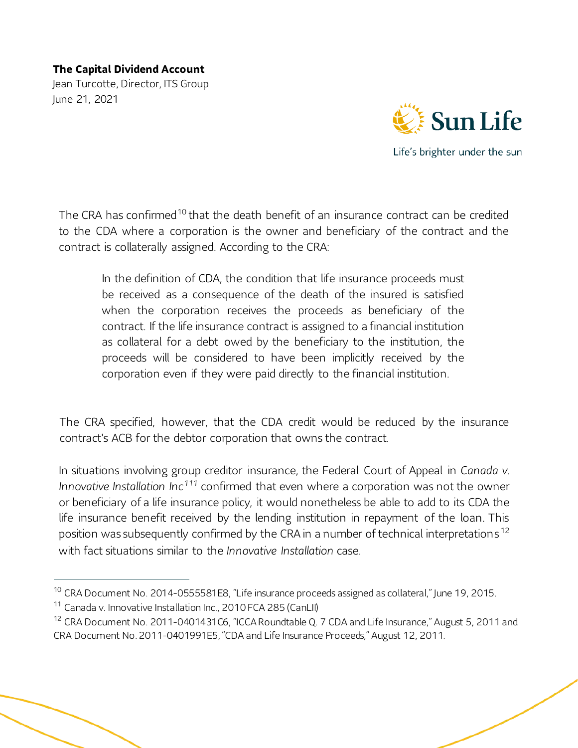The CRA has confirmed[10] that the death benefit of an insurance contract can be credited to the CDA where a corporation is the owner and beneficiary of the contract and the contract is collaterally assigned. According to the CRA:

> In the definition of CDA, the condition that life insurance proceeds must be received as a consequence of the death of the insured is satisfied when the corporation receives the proceeds as beneficiary of the contract. If the life insurance contract is assigned to a financial institution as collateral for a debt owed by the beneficiary to the institution, the proceeds will be considered to have been implicitly received by the corporation even if they were paid directly to the financial institution.

The CRA specified, however, that the CDA credit would be reduced by the insurance contract's ACB for the debtor corporation that owns the contract.

In situations involving group creditor insurance, the Federal Court of Appeal in *Canada v. Innovative Installation Inc*[111] confirmed that even where a corporation was not the owner or beneficiary of a life insurance policy, it would nonetheless be able to add to its CDA the life insurance benefit received by the lending institution in repayment of the loan. This position was subsequently confirmed by the CRA in a number of technical interpretations[12] with fact situations similar to the *Innovative Installation* case.

---

[10] CRA Document No. 2014-0555581E8, "Life insurance proceeds assigned as collateral," June 19, 2015.

[11] Canada v. Innovative Installation Inc., 2010 FCA 285 (CanLII)

[12] CRA Document No. 2011-0401431C6, "ICCA Roundtable Q. 7 CDA and Life Insurance," August 5, 2011 and CRA Document No. 2011-0401991E5, "CDA and Life Insurance Proceeds," August 12, 2011.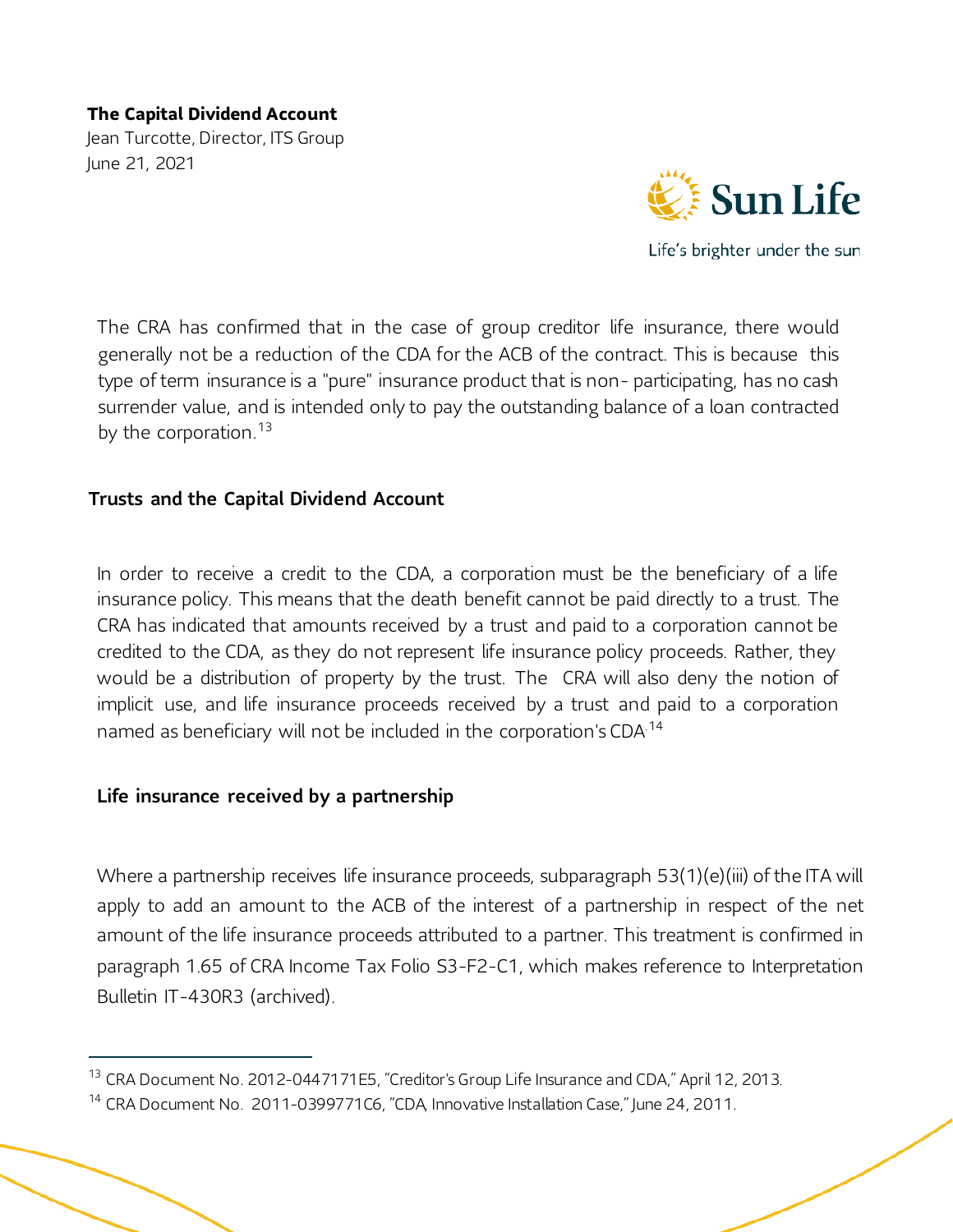The CRA has confirmed that in the case of group creditor life insurance, there would generally not be a reduction of the CDA for the ACB of the contract. This is because this type of term insurance is a "pure" insurance product that is non- participating, has no cash surrender value, and is intended only to pay the outstanding balance of a loan contracted by the corporation.[13]

## Trusts and the Capital Dividend Account

In order to receive a credit to the CDA, a corporation must be the beneficiary of a life insurance policy. This means that the death benefit cannot be paid directly to a trust. The CRA has indicated that amounts received by a trust and paid to a corporation cannot be credited to the CDA, as they do not represent life insurance policy proceeds. Rather, they would be a distribution of property by the trust. The CRA will also deny the notion of implicit use, and life insurance proceeds received by a trust and paid to a corporation named as beneficiary will not be included in the corporation's CDA.[14]

## Life insurance received by a partnership

Where a partnership receives life insurance proceeds, subparagraph 53(1)(e)(iii) of the ITA will apply to add an amount to the ACB of the interest of a partnership in respect of the net amount of the life insurance proceeds attributed to a partner. This treatment is confirmed in paragraph 1.65 of CRA Income Tax Folio S3-F2-C1, which makes reference to Interpretation Bulletin IT-430R3 (archived).

---

[13] CRA Document No. 2012-0447171E5, "Creditor's Group Life Insurance and CDA," April 12, 2013.

[14] CRA Document No. 2011-0399771C6, "CDA, Innovative Installation Case," June 24, 2011.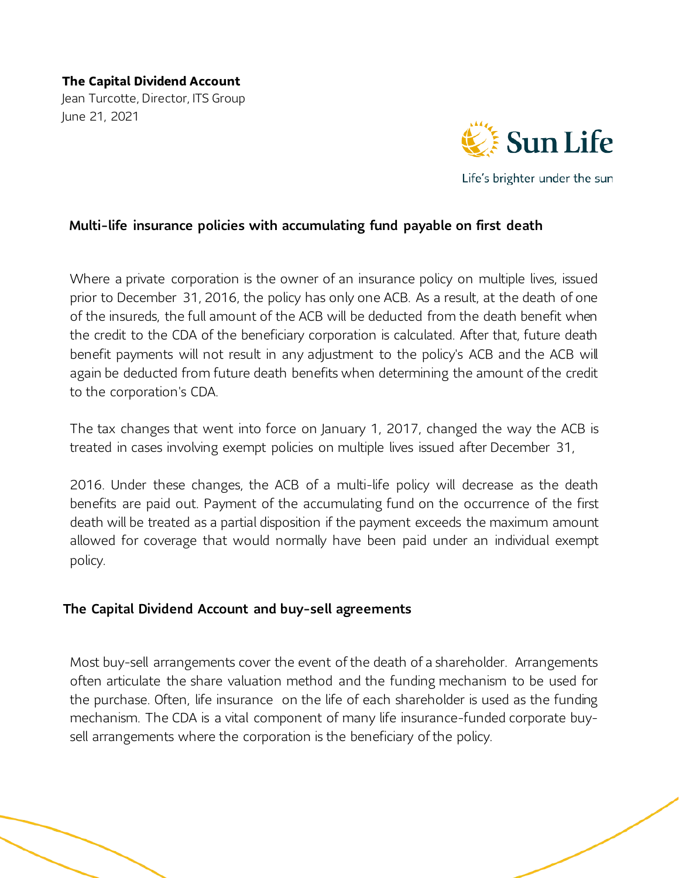**The Capital Dividend Account**
Jean Turcotte, Director, ITS Group
June 21, 2021

### Multi-life insurance policies with accumulating fund payable on first death

Where a private corporation is the owner of an insurance policy on multiple lives, issued prior to December 31, 2016, the policy has only one ACB. As a result, at the death of one of the insureds, the full amount of the ACB will be deducted from the death benefit when the credit to the CDA of the beneficiary corporation is calculated. After that, future death benefit payments will not result in any adjustment to the policy's ACB and the ACB will again be deducted from future death benefits when determining the amount of the credit to the corporation's CDA.

The tax changes that went into force on January 1, 2017, changed the way the ACB is treated in cases involving exempt policies on multiple lives issued after December 31,

2016. Under these changes, the ACB of a multi-life policy will decrease as the death benefits are paid out. Payment of the accumulating fund on the occurrence of the first death will be treated as a partial disposition if the payment exceeds the maximum amount allowed for coverage that would normally have been paid under an individual exempt policy.

### The Capital Dividend Account and buy-sell agreements

Most buy-sell arrangements cover the event of the death of a shareholder. Arrangements often articulate the share valuation method and the funding mechanism to be used for the purchase. Often, life insurance on the life of each shareholder is used as the funding mechanism. The CDA is a vital component of many life insurance-funded corporate buy-sell arrangements where the corporation is the beneficiary of the policy.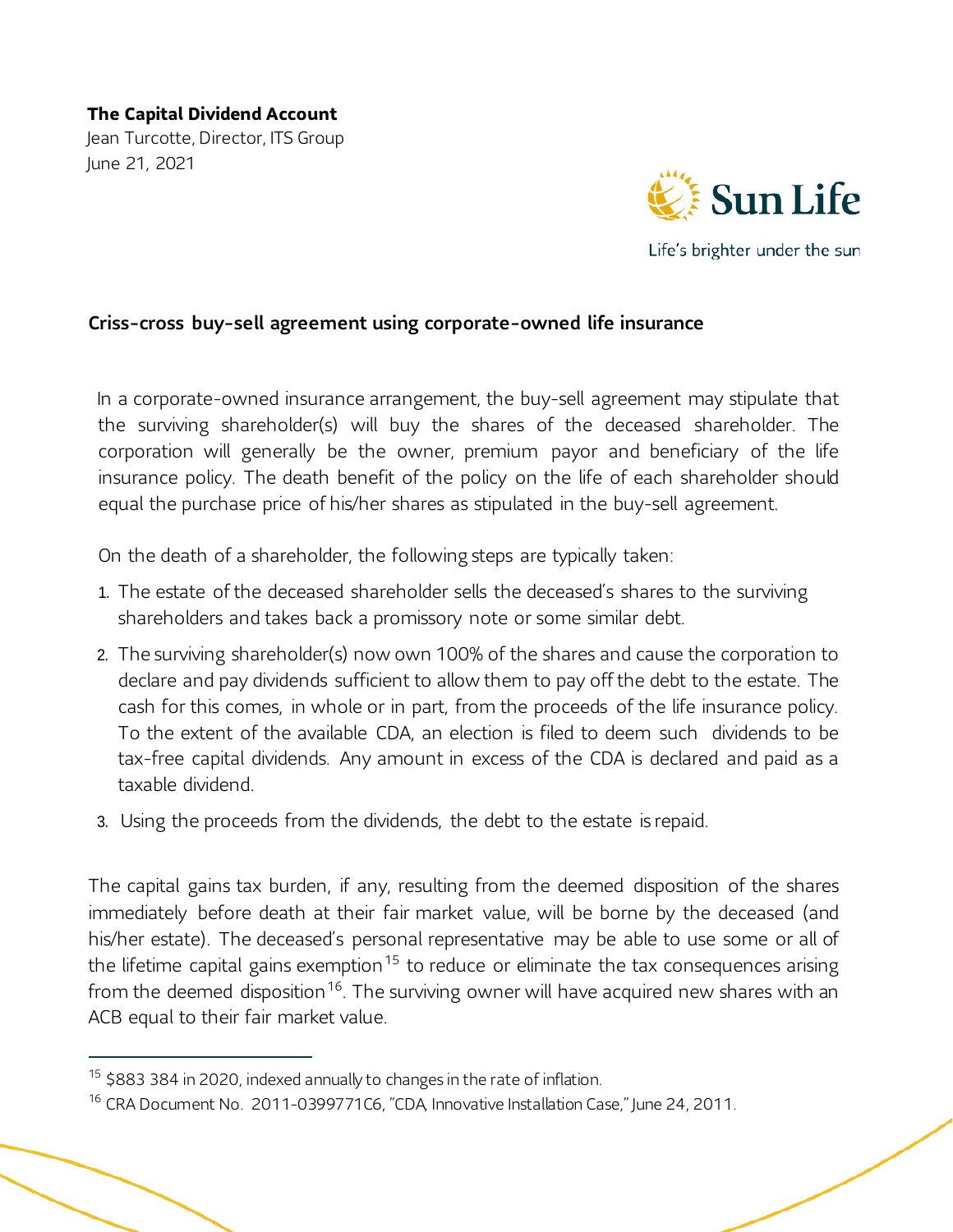## Criss-cross buy-sell agreement using corporate-owned life insurance

In a corporate-owned insurance arrangement, the buy-sell agreement may stipulate that the surviving shareholder(s) will buy the shares of the deceased shareholder. The corporation will generally be the owner, premium payor and beneficiary of the life insurance policy. The death benefit of the policy on the life of each shareholder should equal the purchase price of his/her shares as stipulated in the buy-sell agreement.

On the death of a shareholder, the following steps are typically taken:

1. The estate of the deceased shareholder sells the deceased's shares to the surviving shareholders and takes back a promissory note or some similar debt.
2. The surviving shareholder(s) now own 100% of the shares and cause the corporation to declare and pay dividends sufficient to allow them to pay off the debt to the estate. The cash for this comes, in whole or in part, from the proceeds of the life insurance policy. To the extent of the available CDA, an election is filed to deem such dividends to be tax-free capital dividends. Any amount in excess of the CDA is declared and paid as a taxable dividend.
3. Using the proceeds from the dividends, the debt to the estate is repaid.

The capital gains tax burden, if any, resulting from the deemed disposition of the shares immediately before death at their fair market value, will be borne by the deceased (and his/her estate). The deceased's personal representative may be able to use some or all of the lifetime capital gains exemption[15] to reduce or eliminate the tax consequences arising from the deemed disposition[16]. The surviving owner will have acquired new shares with an ACB equal to their fair market value.

---

[15] $883 384 in 2020, indexed annually to changes in the rate of inflation.

[16] CRA Document No. 2011-0399771C6, "CDA, Innovative Installation Case," June 24, 2011.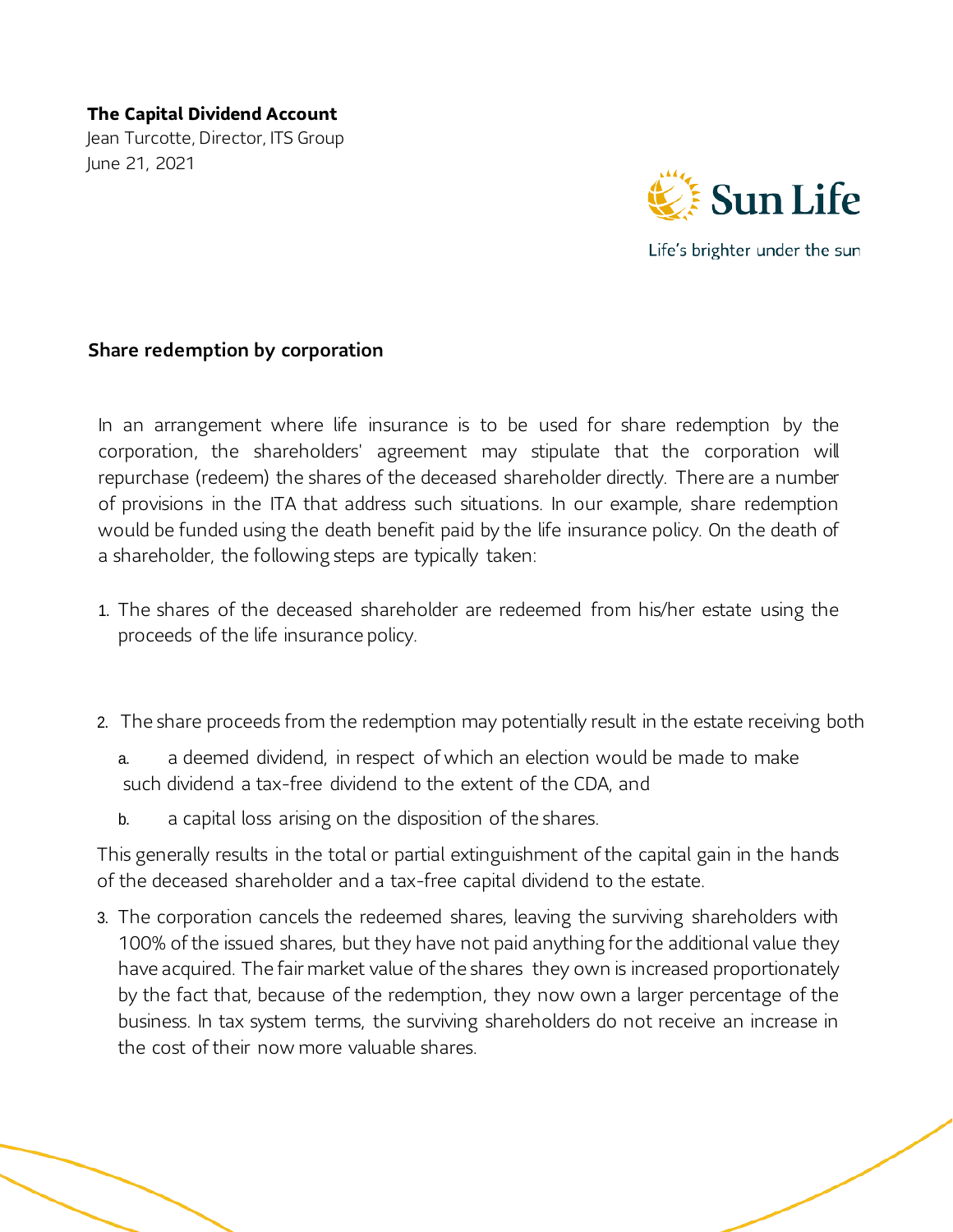**The Capital Dividend Account**
Jean Turcotte, Director, ITS Group
June 21, 2021

## Share redemption by corporation

In an arrangement where life insurance is to be used for share redemption by the corporation, the shareholders' agreement may stipulate that the corporation will repurchase (redeem) the shares of the deceased shareholder directly. There are a number of provisions in the ITA that address such situations. In our example, share redemption would be funded using the death benefit paid by the life insurance policy. On the death of a shareholder, the following steps are typically taken:

1. The shares of the deceased shareholder are redeemed from his/her estate using the proceeds of the life insurance policy.

2. The share proceeds from the redemption may potentially result in the estate receiving both

   a. a deemed dividend, in respect of which an election would be made to make such dividend a tax-free dividend to the extent of the CDA, and

   b. a capital loss arising on the disposition of the shares.

   This generally results in the total or partial extinguishment of the capital gain in the hands of the deceased shareholder and a tax-free capital dividend to the estate.

3. The corporation cancels the redeemed shares, leaving the surviving shareholders with 100% of the issued shares, but they have not paid anything for the additional value they have acquired. The fair market value of the shares they own is increased proportionately by the fact that, because of the redemption, they now own a larger percentage of the business. In tax system terms, the surviving shareholders do not receive an increase in the cost of their now more valuable shares.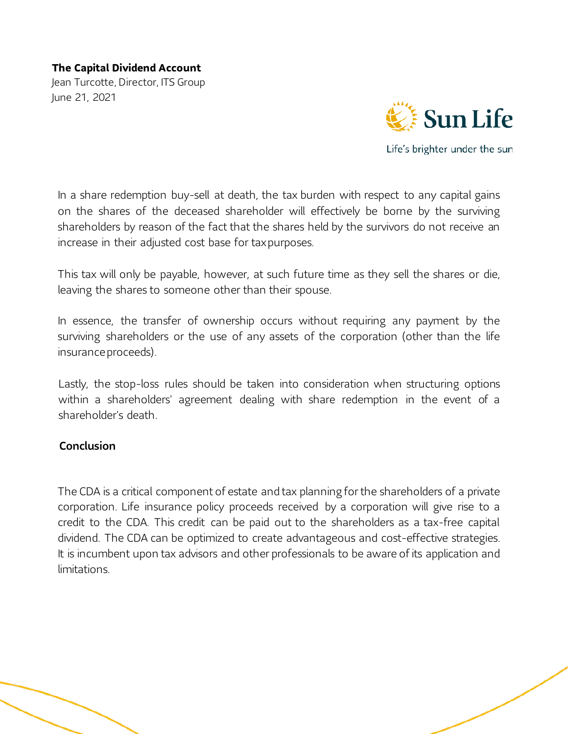In a share redemption buy-sell at death, the tax burden with respect to any capital gains on the shares of the deceased shareholder will effectively be borne by the surviving shareholders by reason of the fact that the shares held by the survivors do not receive an increase in their adjusted cost base for tax purposes.

This tax will only be payable, however, at such future time as they sell the shares or die, leaving the shares to someone other than their spouse.

In essence, the transfer of ownership occurs without requiring any payment by the surviving shareholders or the use of any assets of the corporation (other than the life insurance proceeds).

Lastly, the stop-loss rules should be taken into consideration when structuring options within a shareholders' agreement dealing with share redemption in the event of a shareholder's death.

## Conclusion

The CDA is a critical component of estate and tax planning for the shareholders of a private corporation. Life insurance policy proceeds received by a corporation will give rise to a credit to the CDA. This credit can be paid out to the shareholders as a tax-free capital dividend. The CDA can be optimized to create advantageous and cost-effective strategies. It is incumbent upon tax advisors and other professionals to be aware of its application and limitations.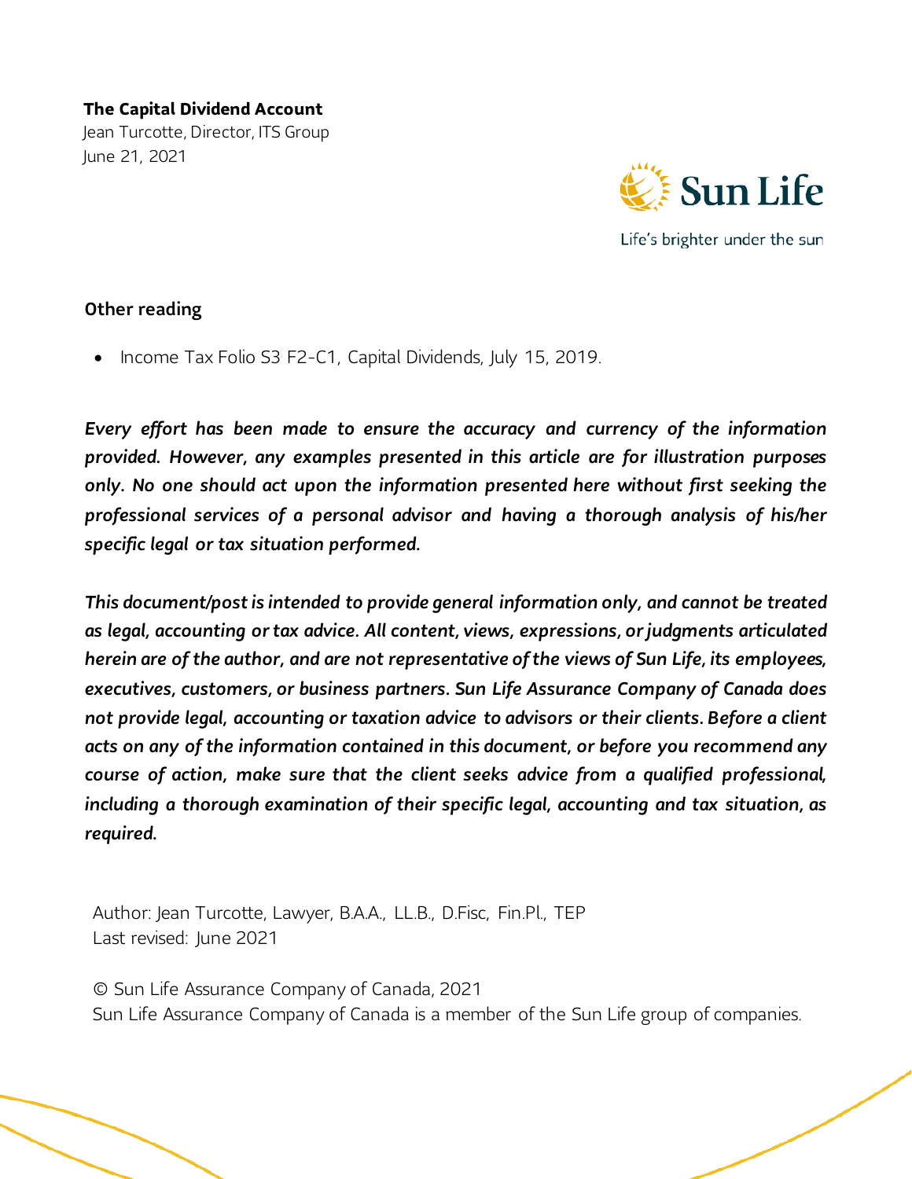**The Capital Dividend Account**
Jean Turcotte, Director, ITS Group
June 21, 2021

## Other reading

- Income Tax Folio S3 F2-C1, Capital Dividends, July 15, 2019.

***Every effort has been made to ensure the accuracy and currency of the information provided. However, any examples presented in this article are for illustration purposes only. No one should act upon the information presented here without first seeking the professional services of a personal advisor and having a thorough analysis of his/her specific legal or tax situation performed.***

***This document/post is intended to provide general information only, and cannot be treated as legal, accounting or tax advice. All content, views, expressions, or judgments articulated herein are of the author, and are not representative of the views of Sun Life, its employees, executives, customers, or business partners. Sun Life Assurance Company of Canada does not provide legal, accounting or taxation advice to advisors or their clients. Before a client acts on any of the information contained in this document, or before you recommend any course of action, make sure that the client seeks advice from a qualified professional, including a thorough examination of their specific legal, accounting and tax situation, as required.***

Author: Jean Turcotte, Lawyer, B.A.A., LL.B., D.Fisc, Fin.Pl., TEP
Last revised: June 2021

© Sun Life Assurance Company of Canada, 2021
Sun Life Assurance Company of Canada is a member of the Sun Life group of companies.